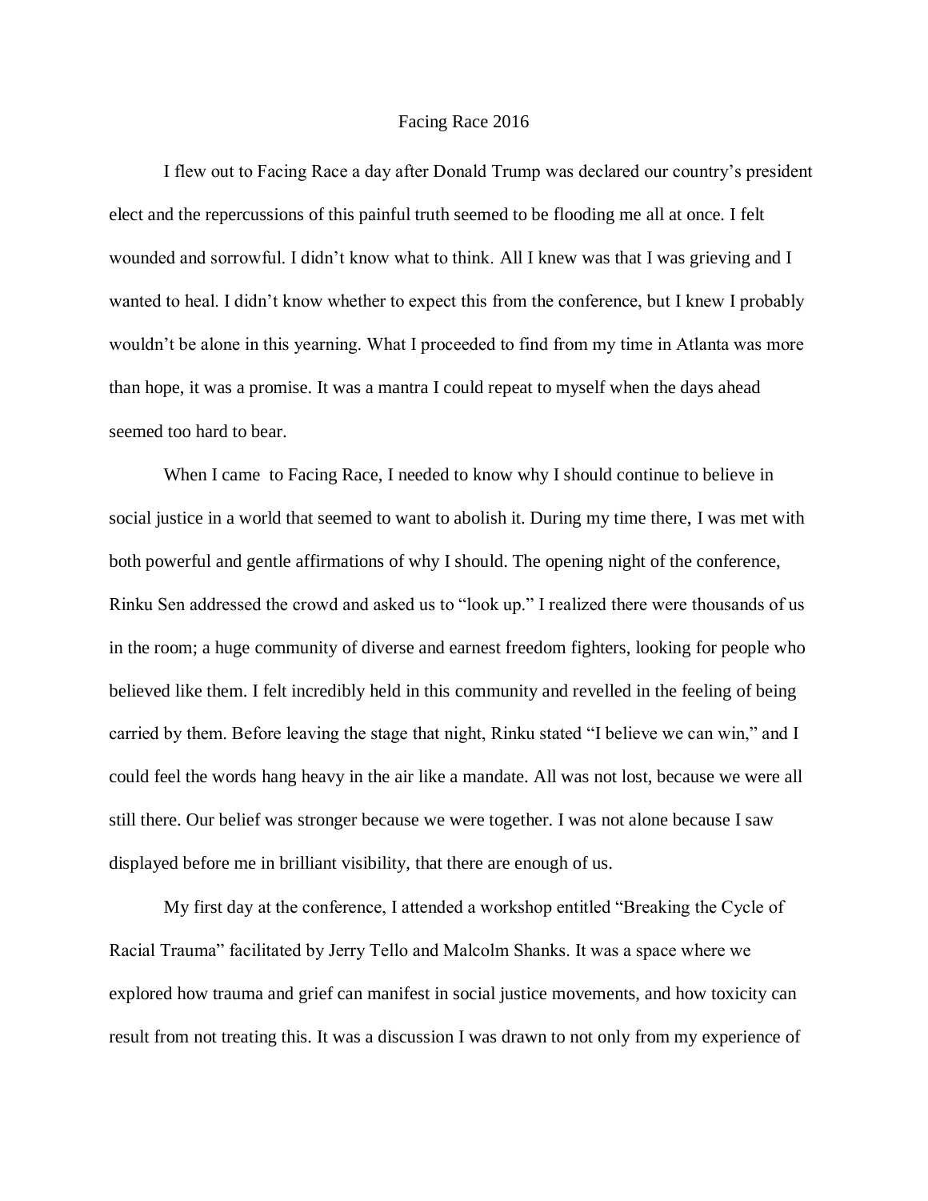# Facing Race 2016

I flew out to Facing Race a day after Donald Trump was declared our country's president elect and the repercussions of this painful truth seemed to be flooding me all at once. I felt wounded and sorrowful. I didn't know what to think. All I knew was that I was grieving and I wanted to heal. I didn't know whether to expect this from the conference, but I knew I probably wouldn't be alone in this yearning. What I proceeded to find from my time in Atlanta was more than hope, it was a promise. It was a mantra I could repeat to myself when the days ahead seemed too hard to bear.

When I came to Facing Race, I needed to know why I should continue to believe in social justice in a world that seemed to want to abolish it. During my time there, I was met with both powerful and gentle affirmations of why I should. The opening night of the conference, Rinku Sen addressed the crowd and asked us to "look up." I realized there were thousands of us in the room; a huge community of diverse and earnest freedom fighters, looking for people who believed like them. I felt incredibly held in this community and revelled in the feeling of being carried by them. Before leaving the stage that night, Rinku stated "I believe we can win," and I could feel the words hang heavy in the air like a mandate. All was not lost, because we were all still there. Our belief was stronger because we were together. I was not alone because I saw displayed before me in brilliant visibility, that there are enough of us.

My first day at the conference, I attended a workshop entitled "Breaking the Cycle of Racial Trauma" facilitated by Jerry Tello and Malcolm Shanks. It was a space where we explored how trauma and grief can manifest in social justice movements, and how toxicity can result from not treating this. It was a discussion I was drawn to not only from my experience of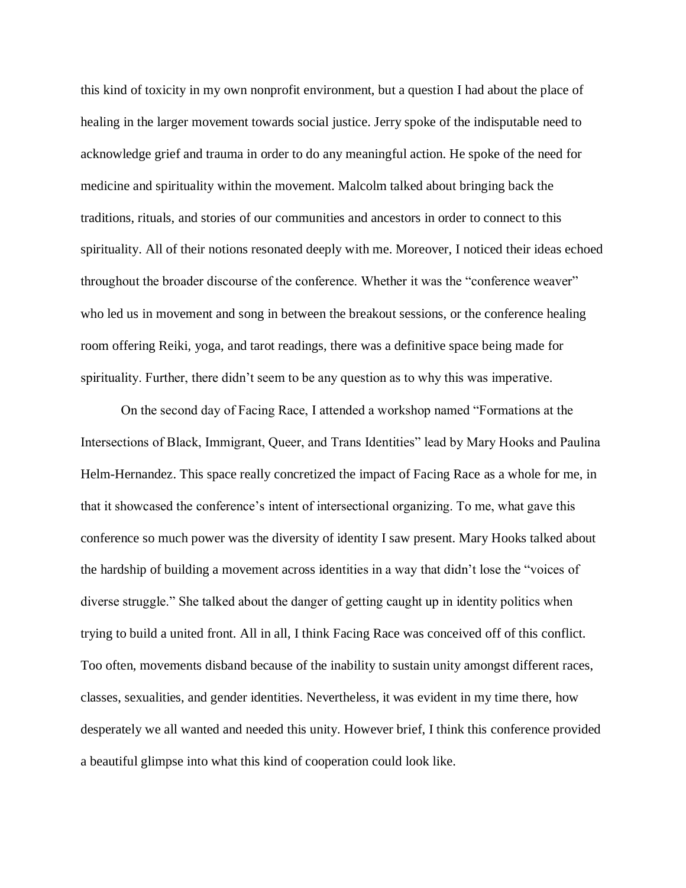this kind of toxicity in my own nonprofit environment, but a question I had about the place of healing in the larger movement towards social justice. Jerry spoke of the indisputable need to acknowledge grief and trauma in order to do any meaningful action. He spoke of the need for medicine and spirituality within the movement. Malcolm talked about bringing back the traditions, rituals, and stories of our communities and ancestors in order to connect to this spirituality. All of their notions resonated deeply with me. Moreover, I noticed their ideas echoed throughout the broader discourse of the conference. Whether it was the "conference weaver" who led us in movement and song in between the breakout sessions, or the conference healing room offering Reiki, yoga, and tarot readings, there was a definitive space being made for spirituality. Further, there didn't seem to be any question as to why this was imperative.

On the second day of Facing Race, I attended a workshop named "Formations at the Intersections of Black, Immigrant, Queer, and Trans Identities" lead by Mary Hooks and Paulina Helm-Hernandez. This space really concretized the impact of Facing Race as a whole for me, in that it showcased the conference's intent of intersectional organizing. To me, what gave this conference so much power was the diversity of identity I saw present. Mary Hooks talked about the hardship of building a movement across identities in a way that didn't lose the "voices of diverse struggle." She talked about the danger of getting caught up in identity politics when trying to build a united front. All in all, I think Facing Race was conceived off of this conflict. Too often, movements disband because of the inability to sustain unity amongst different races, classes, sexualities, and gender identities. Nevertheless, it was evident in my time there, how desperately we all wanted and needed this unity. However brief, I think this conference provided a beautiful glimpse into what this kind of cooperation could look like.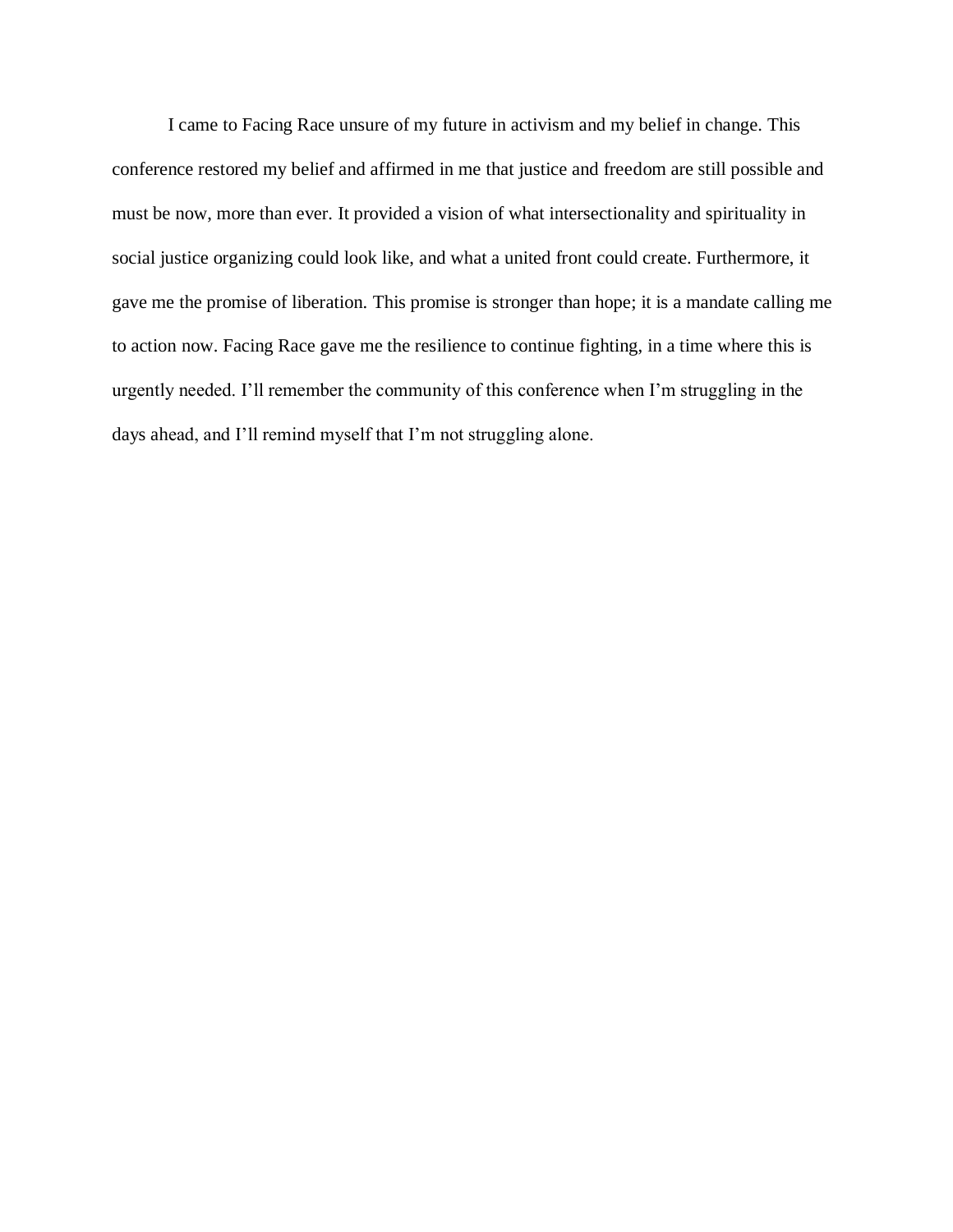I came to Facing Race unsure of my future in activism and my belief in change. This conference restored my belief and affirmed in me that justice and freedom are still possible and must be now, more than ever. It provided a vision of what intersectionality and spirituality in social justice organizing could look like, and what a united front could create. Furthermore, it gave me the promise of liberation. This promise is stronger than hope; it is a mandate calling me to action now. Facing Race gave me the resilience to continue fighting, in a time where this is urgently needed. I'll remember the community of this conference when I'm struggling in the days ahead, and I'll remind myself that I'm not struggling alone.